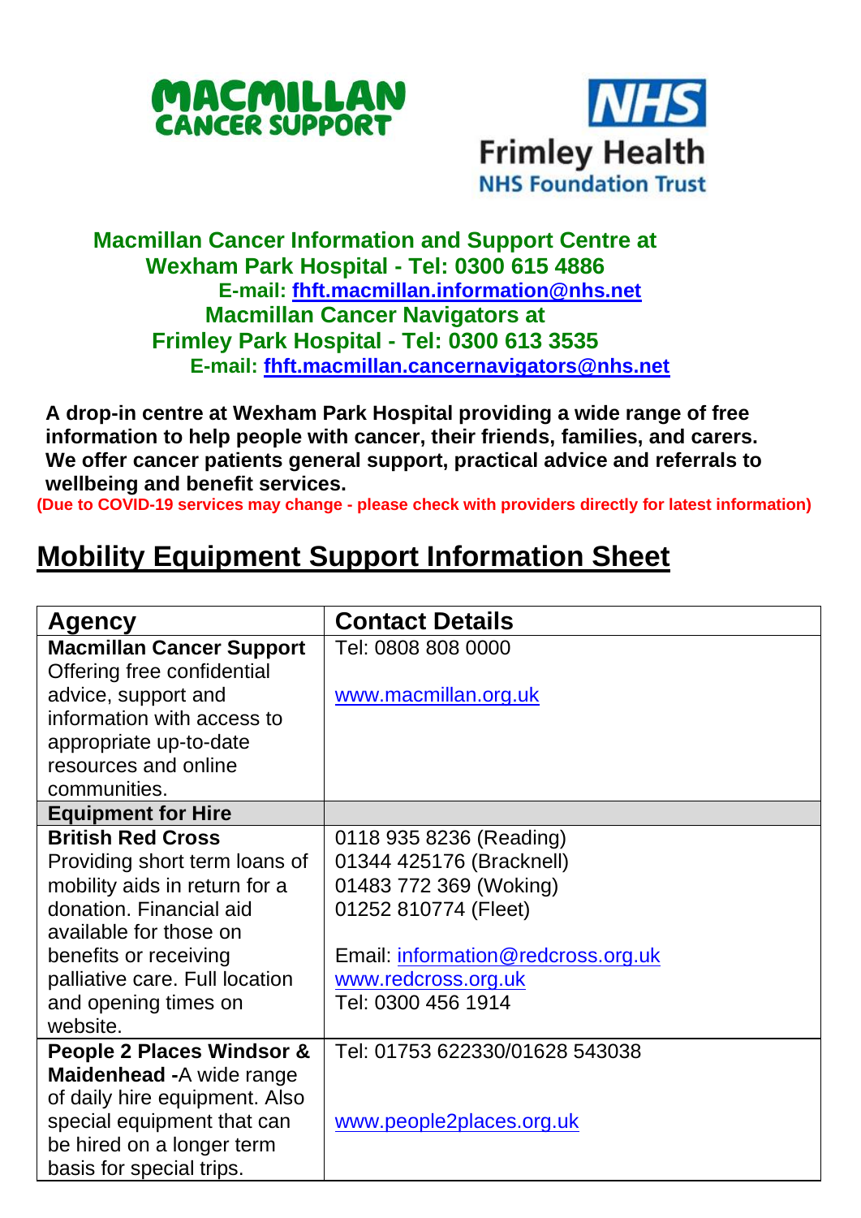MACMILLAN CANCER SUPPORT

NHS Frimley Health NHS Foundation Trust

**Macmillan Cancer Information and Support Centre at Wexham Park Hospital - Tel: 0300 615 4886**
**E-mail: fhft.macmillan.information@nhs.net**
**Macmillan Cancer Navigators at Frimley Park Hospital - Tel: 0300 613 3535**
**E-mail: fhft.macmillan.cancernavigators@nhs.net**

**A drop-in centre at Wexham Park Hospital providing a wide range of free information to help people with cancer, their friends, families, and carers. We offer cancer patients general support, practical advice and referrals to wellbeing and benefit services.**

**(Due to COVID-19 services may change - please check with providers directly for latest information)**

# Mobility Equipment Support Information Sheet

| Agency | Contact Details |
|---|---|
| **Macmillan Cancer Support** Offering free confidential advice, support and information with access to appropriate up-to-date resources and online communities. | Tel: 0808 808 0000<br><br>www.macmillan.org.uk |
| **Equipment for Hire** | |
| **British Red Cross** Providing short term loans of mobility aids in return for a donation. Financial aid available for those on benefits or receiving palliative care. Full location and opening times on website. | 0118 935 8236 (Reading)<br>01344 425176 (Bracknell)<br>01483 772 369 (Woking)<br>01252 810774 (Fleet)<br><br>Email: information@redcross.org.uk<br>www.redcross.org.uk<br>Tel: 0300 456 1914 |
| **People 2 Places Windsor & Maidenhead** -A wide range of daily hire equipment. Also special equipment that can be hired on a longer term basis for special trips. | Tel: 01753 622330/01628 543038<br><br>www.people2places.org.uk |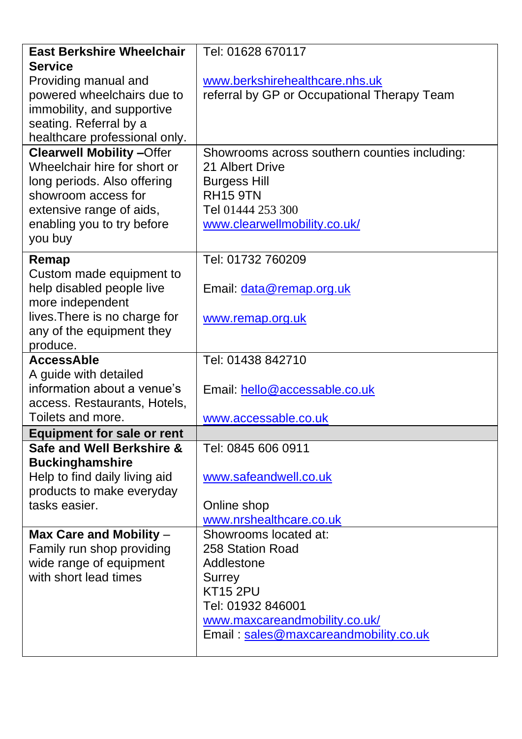| | |
|---|---|
| **East Berkshire Wheelchair Service**<br>Providing manual and powered wheelchairs due to immobility, and supportive seating. Referral by a healthcare professional only. | Tel: 01628 670117<br><br>www.berkshirehealthcare.nhs.uk<br>referral by GP or Occupational Therapy Team |
| **Clearwell Mobility** –Offer Wheelchair hire for short or long periods. Also offering showroom access for extensive range of aids, enabling you to try before you buy | Showrooms across southern counties including:<br>21 Albert Drive<br>Burgess Hill<br>RH15 9TN<br>Tel 01444 253 300<br>www.clearwellmobility.co.uk/ |
| **Remap**<br>Custom made equipment to help disabled people live more independent lives.There is no charge for any of the equipment they produce. | Tel: 01732 760209<br><br>Email: data@remap.org.uk<br><br>www.remap.org.uk |
| **AccessAble**<br>A guide with detailed information about a venue's access. Restaurants, Hotels, Toilets and more. | Tel: 01438 842710<br><br>Email: hello@accessable.co.uk<br><br>www.accessable.co.uk |
| **Equipment for sale or rent** | |
| **Safe and Well Berkshire & Buckinghamshire**<br>Help to find daily living aid products to make everyday tasks easier. | Tel: 0845 606 0911<br><br>www.safeandwell.co.uk<br><br>Online shop<br>www.nrshealthcare.co.uk |
| **Max Care and Mobility** – Family run shop providing wide range of equipment with short lead times | Showrooms located at:<br>258 Station Road<br>Addlestone<br>Surrey<br>KT15 2PU<br>Tel: 01932 846001<br>www.maxcareandmobility.co.uk/<br>Email : sales@maxcareandmobility.co.uk |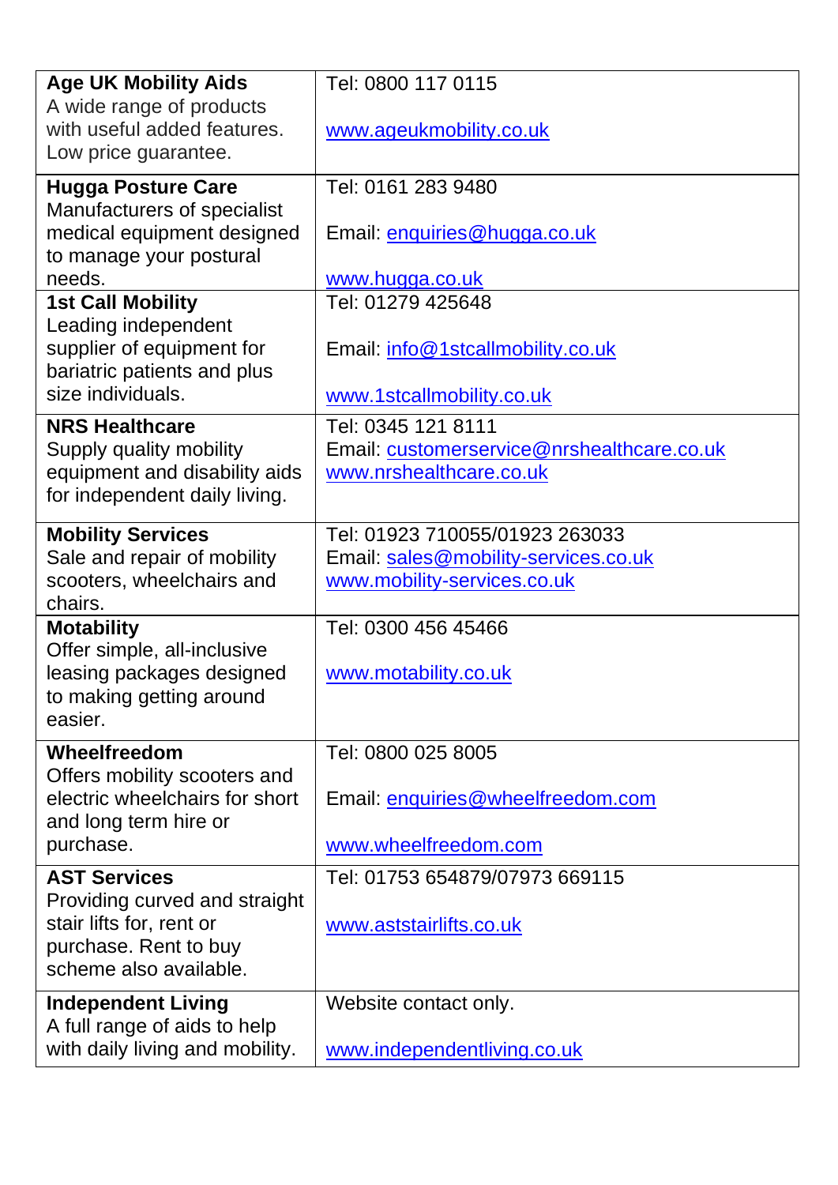| | |
|---|---|
| **Age UK Mobility Aids**<br>A wide range of products with useful added features. Low price guarantee. | Tel: 0800 117 0115<br><br>www.ageukmobility.co.uk |
| **Hugga Posture Care**<br>Manufacturers of specialist medical equipment designed to manage your postural needs. | Tel: 0161 283 9480<br><br>Email: enquiries@hugga.co.uk<br><br>www.hugga.co.uk |
| **1st Call Mobility**<br>Leading independent supplier of equipment for bariatric patients and plus size individuals. | Tel: 01279 425648<br><br>Email: info@1stcallmobility.co.uk<br><br>www.1stcallmobility.co.uk |
| **NRS Healthcare**<br>Supply quality mobility equipment and disability aids for independent daily living. | Tel: 0345 121 8111<br>Email: customerservice@nrshealthcare.co.uk<br>www.nrshealthcare.co.uk |
| **Mobility Services**<br>Sale and repair of mobility scooters, wheelchairs and chairs. | Tel: 01923 710055/01923 263033<br>Email: sales@mobility-services.co.uk<br>www.mobility-services.co.uk |
| **Motability**<br>Offer simple, all-inclusive leasing packages designed to making getting around easier. | Tel: 0300 456 45466<br><br>www.motability.co.uk |
| **Wheelfreedom**<br>Offers mobility scooters and electric wheelchairs for short and long term hire or purchase. | Tel: 0800 025 8005<br><br>Email: enquiries@wheelfreedom.com<br><br>www.wheelfreedom.com |
| **AST Services**<br>Providing curved and straight stair lifts for, rent or purchase. Rent to buy scheme also available. | Tel: 01753 654879/07973 669115<br><br>www.aststairlifts.co.uk |
| **Independent Living**<br>A full range of aids to help with daily living and mobility. | Website contact only.<br><br>www.independentliving.co.uk |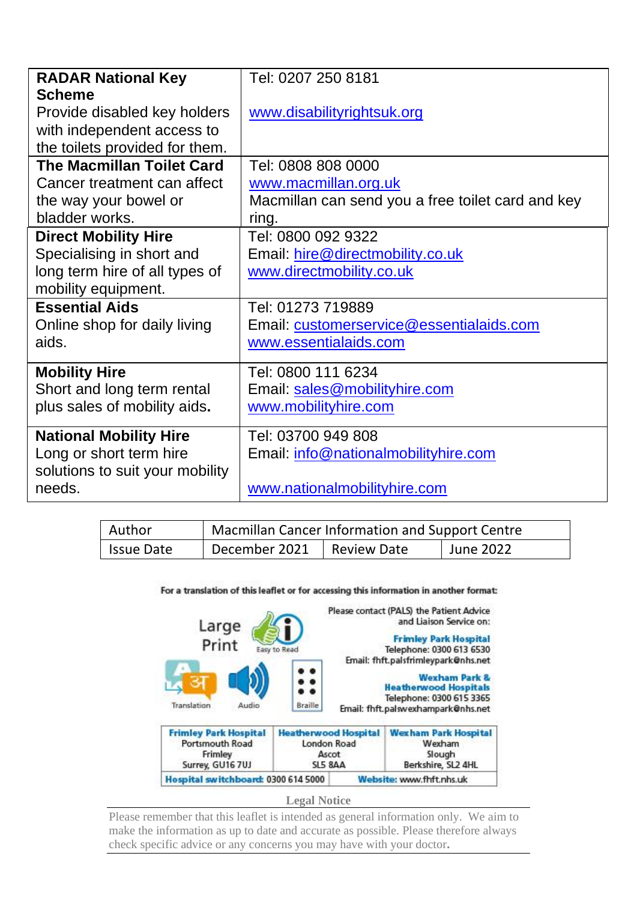| | |
|---|---|
| **RADAR National Key Scheme**<br>Provide disabled key holders with independent access to the toilets provided for them. | Tel: 0207 250 8181<br><br>www.disabilityrightsuk.org |
| **The Macmillan Toilet Card**<br>Cancer treatment can affect the way your bowel or bladder works. | Tel: 0808 808 0000<br>www.macmillan.org.uk<br>Macmillan can send you a free toilet card and key ring. |
| **Direct Mobility Hire**<br>Specialising in short and long term hire of all types of mobility equipment. | Tel: 0800 092 9322<br>Email: hire@directmobility.co.uk<br>www.directmobility.co.uk |
| **Essential Aids**<br>Online shop for daily living aids. | Tel: 01273 719889<br>Email: customerservice@essentialaids.com<br>www.essentialaids.com |
| **Mobility Hire**<br>Short and long term rental plus sales of mobility aids**.** | Tel: 0800 111 6234<br>Email: sales@mobilityhire.com<br>www.mobilityhire.com |
| **National Mobility Hire**<br>Long or short term hire solutions to suit your mobility needs. | Tel: 03700 949 808<br>Email: info@nationalmobilityhire.com<br><br>www.nationalmobilityhire.com |

| | | | |
|---|---|---|---|
| Author | Macmillan Cancer Information and Support Centre | | |
| Issue Date | December 2021 | Review Date | June 2022 |

For a translation of this leaflet or for accessing this information in another format:

Large Print | Easy to Read | Translation | Audio | Braille

Please contact (PALS) the Patient Advice and Liaison Service on:

**Frimley Park Hospital**
Telephone: 0300 613 6530
Email: fhft.palsfrimleypark@nhs.net

**Wexham Park & Heatherwood Hospitals**
Telephone: 0300 615 3365
Email: fhft.palswexhampark@nhs.net

| | | |
|---|---|---|
| **Frimley Park Hospital**<br>Portsmouth Road<br>Frimley<br>Surrey, GU16 7UJ | **Heatherwood Hospital**<br>London Road<br>Ascot<br>SL5 8AA | **Wexham Park Hospital**<br>Wexham<br>Slough<br>Berkshire, SL2 4HL |
| **Hospital switchboard:** 0300 614 5000 | **Website:** www.fhft.nhs.uk | |

**Legal Notice**

Please remember that this leaflet is intended as general information only. We aim to make the information as up to date and accurate as possible. Please therefore always check specific advice or any concerns you may have with your doctor.